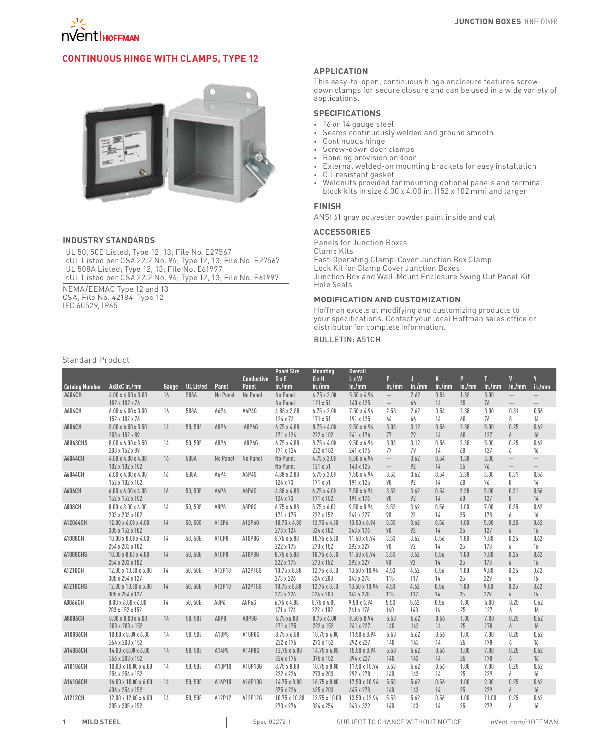## CONTINUOUS HINGE WITH CLAMPS, TYPE 12

### INDUSTRY STANDARDS

UL 50, 50E Listed; Type 12, 13; File No. E27567
cUL Listed per CSA 22.2 No. 94; Type 12, 13; File No. E27567
UL 508A Listed; Type 12, 13; File No. E61997
cUL Listed per CSA 22.2 No. 94; Type 12, 13; File No. E61997

NEMA/EEMAC Type 12 and 13
CSA, File No. 42184: Type 12
IEC 60529, IP65

### APPLICATION

This easy-to-open, continuous hinge enclosure features screw-down clamps for secure closure and can be used in a wide variety of applications.

### SPECIFICATIONS

- 16 or 14 gauge steel
- Seams continuously welded and ground smooth
- Continuous hinge
- Screw-down door clamps
- Bonding provision on door
- External welded-on mounting brackets for easy installation
- Oil-resistant gasket
- Weldnuts provided for mounting optional panels and terminal block kits in size 6.00 x 4.00 in. (152 x 102 mm) and larger

### FINISH

ANSI 61 gray polyester powder paint inside and out

### ACCESSORIES

Panels for Junction Boxes
Clamp Kits
Fast-Operating Clamp-Cover Junction Box Clamp
Lock Kit for Clamp Cover Junction Boxes
Junction Box and Wall-Mount Enclosure Swing Out Panel Kit
Hole Seals

### MODIFICATION AND CUSTOMIZATION

Hoffman excels at modifying and customizing products to your specifications. Contact your local Hoffman sales office or distributor for complete information.

BULLETIN: A51CH

Standard Product

| Catalog Number | AxBxC in./mm | Gauge | UL Listed | Panel | Conductive Panel | Panel Size D x E in./mm | Mounting G x H in./mm | Overall L x W in./mm | F in./mm | J in./mm | K in./mm | P in./mm | T in./mm | V in./mm | Y in./mm |
|---|---|---|---|---|---|---|---|---|---|---|---|---|---|---|---|
| A404CH | 4.00 x 4.00 x 3.00<br>102 x 102 x 76 | 16 | 508A | No Panel | No Panel | No Panel<br>No Panel | 4.75 x 2.00<br>121 x 51 | 5.50 x 4.94<br>140 x 125 | —<br>— | 2.62<br>66 | 0.54<br>14 | 1.38<br>35 | 3.00<br>76 | —<br>— | —<br>— |
| A604CH | 6.00 x 4.00 x 3.00<br>152 x 102 x 76 | 16 | 508A | A6P4 | A6P4G | 4.88 x 2.88<br>124 x 73 | 6.75 x 2.00<br>171 x 51 | 7.50 x 4.94<br>191 x 125 | 2.53<br>64 | 2.62<br>66 | 0.54<br>14 | 2.38<br>60 | 3.00<br>76 | 0.31<br>8 | 0.56<br>14 |
| A806CH | 8.00 x 6.00 x 3.50<br>203 x 152 x 89 | 14 | 50, 50E | A8P6 | A8P6G | 6.75 x 4.88<br>171 x 124 | 8.75 x 4.00<br>222 x 102 | 9.50 x 6.94<br>241 x 176 | 3.03<br>77 | 3.12<br>79 | 0.56<br>14 | 2.38<br>60 | 5.00<br>127 | 0.25<br>6 | 0.62<br>16 |
| A8063CHS | 8.00 x 6.00 x 3.50<br>203 x 152 x 89 | 14 | 50, 50E | A8P6 | A8P6G | 6.75 x 4.88<br>171 x 124 | 8.75 x 4.00<br>222 x 102 | 9.50 x 6.94<br>241 x 176 | 3.03<br>77 | 3.12<br>79 | 0.56<br>14 | 2.38<br>60 | 5.00<br>127 | 0.25<br>6 | 0.62<br>16 |
| A4044CH | 4.00 x 4.00 x 4.00<br>102 x 102 x 102 | 16 | 508A | No Panel | No Panel | No Panel<br>No Panel | 4.75 x 2.00<br>121 x 51 | 5.50 x 4.94<br>140 x 125 | —<br>— | 3.62<br>92 | 0.54<br>14 | 1.38<br>35 | 3.00<br>76 | —<br>— | —<br>— |
| A6044CH | 6.00 x 4.00 x 4.00<br>152 x 102 x 102 | 16 | 508A | A6P4 | A6P4G | 4.88 x 2.88<br>124 x 73 | 6.75 x 2.00<br>171 x 51 | 7.50 x 4.94<br>191 x 125 | 3.53<br>90 | 3.62<br>92 | 0.54<br>14 | 2.38<br>60 | 3.00<br>76 | 0.31<br>8 | 0.56<br>14 |
| A606CH | 6.00 x 6.00 x 4.00<br>152 x 152 x 102 | 16 | 50, 50E | A6P6 | A6P6G | 4.88 x 4.88<br>124 x 73 | 6.75 x 4.00<br>171 x 102 | 7.50 x 6.94<br>191 x 176 | 3.53<br>90 | 3.62<br>92 | 0.54<br>14 | 2.38<br>60 | 5.00<br>127 | 0.31<br>8 | 0.56<br>14 |
| A808CH | 8.00 x 8.00 x 4.00<br>203 x 203 x 102 | 14 | 50, 50E | A8P8 | A8P8G | 6.75 x 6.88<br>171 x 175 | 8.75 x 6.00<br>222 x 152 | 9.50 x 8.94<br>241 x 227 | 3.53<br>90 | 3.62<br>92 | 0.56<br>14 | 1.00<br>25 | 7.00<br>178 | 0.25<br>6 | 0.62<br>16 |
| A12064CH | 12.00 x 6.00 x 4.00<br>305 x 152 x 102 | 14 | 50, 50E | A12P6 | A12P6G | 10.75 x 4.88<br>273 x 124 | 12.75 x 4.00<br>324 x 102 | 13.50 x 6.94<br>343 x 176 | 3.53<br>90 | 3.62<br>92 | 0.56<br>14 | 1.00<br>25 | 5.00<br>127 | 0.25<br>6 | 0.62<br>16 |
| A1008CH | 10.00 x 8.00 x 4.00<br>254 x 203 x 102 | 14 | 50, 50E | A10P8 | A10P8G | 8.75 x 6.88<br>222 x 175 | 10.75 x 6.00<br>273 x 152 | 11.50 x 8.94<br>292 x 227 | 3.53<br>90 | 3.62<br>92 | 0.56<br>14 | 1.00<br>25 | 7.00<br>178 | 0.25<br>6 | 0.62<br>16 |
| A1008CHS | 10.00 x 8.00 x 4.00<br>254 x 203 x 102 | 14 | 50, 50E | A10P8 | A10P8G | 8.75 x 6.88<br>222 x 175 | 10.75 x 6.00<br>273 x 152 | 11.50 x 8.94<br>292 x 227 | 3.53<br>90 | 3.62<br>92 | 0.56<br>14 | 1.00<br>25 | 7.00<br>178 | 0.25<br>6 | 0.62<br>16 |
| A1210CH | 12.00 x 10.00 x 5.00<br>305 x 254 x 127 | 14 | 50, 50E | A12P10 | A12P10G | 10.75 x 8.88<br>273 x 226 | 12.75 x 8.00<br>324 x 203 | 13.50 x 10.94<br>343 x 278 | 4.53<br>115 | 4.62<br>117 | 0.56<br>14 | 1.00<br>25 | 9.00<br>229 | 0.25<br>6 | 0.62<br>16 |
| A1210CHS | 12.00 x 10.00 x 5.00<br>305 x 254 x 127 | 14 | 50, 50E | A12P10 | A12P10G | 10.75 x 8.88<br>273 x 226 | 12.75 x 8.00<br>324 x 203 | 13.50 x 10.94<br>343 x 278 | 4.53<br>115 | 4.62<br>117 | 0.56<br>14 | 1.00<br>25 | 9.00<br>229 | 0.25<br>6 | 0.62<br>16 |
| A8066CH | 8.00 x 6.00 x 6.00<br>203 x 152 x 152 | 14 | 50, 50E | A8P6 | A8P6G | 6.75 x 4.88<br>171 x 124 | 8.75 x 4.00<br>222 x 102 | 9.50 x 6.94<br>241 x 176 | 5.53<br>140 | 5.62<br>143 | 0.56<br>14 | 1.00<br>25 | 5.00<br>127 | 0.25<br>6 | 0.62<br>16 |
| A8086CH | 8.00 x 8.00 x 6.00<br>203 x 203 x 152 | 14 | 50, 50E | A8P8 | A8P8G | 6.75 x6.88<br>171 x 175 | 8.75 x 6.00<br>222 x 152 | 9.50 x 8.94<br>241 x 227 | 5.53<br>140 | 5.62<br>143 | 0.56<br>14 | 1.00<br>25 | 7.00<br>178 | 0.25<br>6 | 0.62<br>16 |
| A10086CH | 10.00 x 8.00 x 6.00<br>254 x 203 x 152 | 14 | 50, 50E | A10P8 | A10P8G | 8.75 x 6.88<br>222 x 175 | 10.75 x 6.00<br>273 x 152 | 11.50 x 8.94<br>292 x 227 | 5.53<br>140 | 5.62<br>143 | 0.56<br>14 | 1.00<br>25 | 7.00<br>178 | 0.25<br>6 | 0.62<br>16 |
| A14086CH | 14.00 x 8.00 x 6.00<br>356 x 203 x 152 | 14 | 50, 50E | A14P8 | A14P8G | 12.75 x 6.88<br>324 x 175 | 14.75 x 6.00<br>375 x 152 | 15.50 x 8.94<br>394 x 227 | 5.53<br>140 | 5.62<br>143 | 0.56<br>14 | 1.00<br>25 | 7.00<br>178 | 0.25<br>6 | 0.62<br>16 |
| A10106CH | 10.00 x 10.00 x 6.00<br>254 x 254 x 152 | 14 | 50, 50E | A10P10 | A10P10G | 8.75 x 8.88<br>222 x 226 | 10.75 x 8.00<br>273 x 203 | 11.50 x 10.94<br>292 x 278 | 5.53<br>140 | 5.62<br>143 | 0.56<br>14 | 1.00<br>25 | 9.00<br>229 | 0.25<br>6 | 0.62<br>16 |
| A16106CH | 16.00 x 10.00 x 6.00<br>406 x 254 x 152 | 14 | 50, 50E | A16P10 | A16P10G | 14.75 x 8.88<br>375 x 226 | 16.75 x 8.00<br>425 x 203 | 17.50 x 10.94<br>445 x 278 | 5.53<br>140 | 5.62<br>143 | 0.56<br>14 | 1.00<br>25 | 9.00<br>229 | 0.25<br>6 | 0.62<br>16 |
| A1212CH | 12.00 x 12.00 x 6.00<br>305 x 305 x 152 | 14 | 50, 50E | A12P12 | A12P12G | 10.75 x 10.88<br>273 x 276 | 12.75 x 10.00<br>324 x 254 | 13.50 x 12.94<br>343 x 329 | 5.53<br>140 | 5.62<br>143 | 0.56<br>14 | 1.00<br>25 | 11.00<br>279 | 0.25<br>6 | 0.62<br>16 |

MILD STEEL | Spec-00272 | SUBJECT TO CHANGE WITHOUT NOTICE | nVent.com/HOFFMAN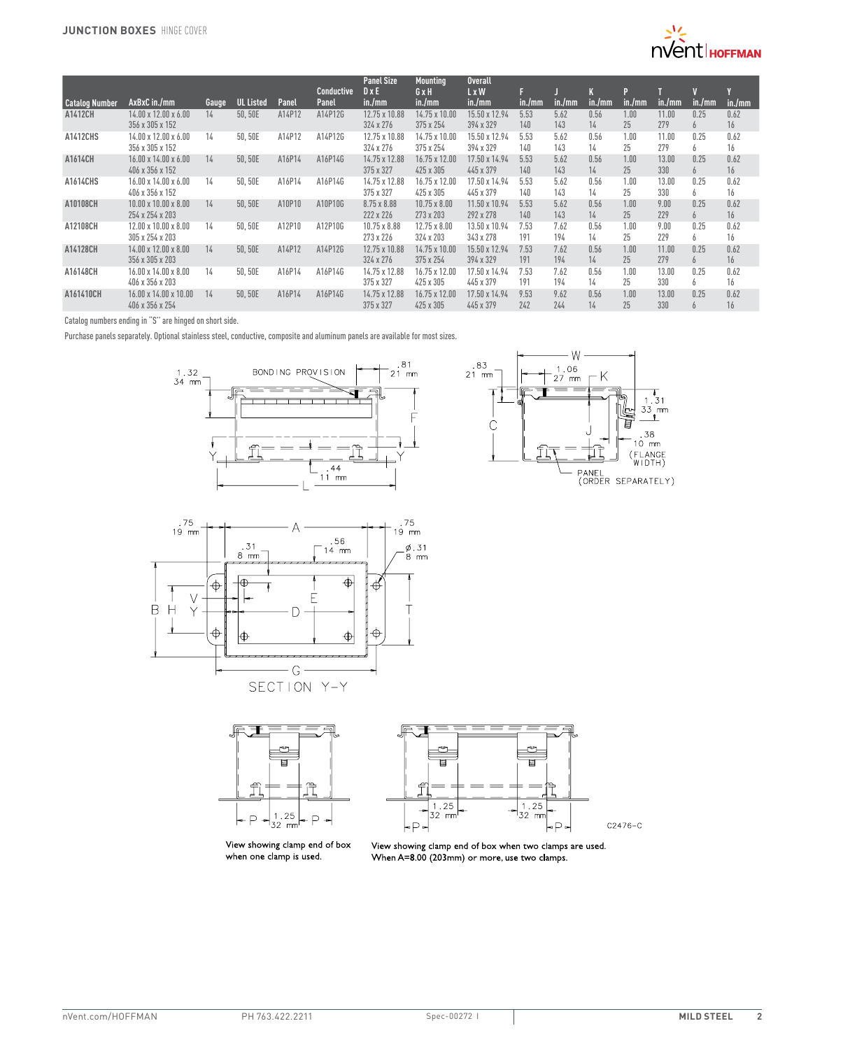## JUNCTION BOXES HINGE COVER

| Catalog Number | AxBxC in./mm | Gauge | UL Listed | Panel | Conductive Panel | Panel Size D x E in./mm | Mounting G x H in./mm | Overall L x W in./mm | F in./mm | J in./mm | K in./mm | P in./mm | T in./mm | V in./mm | Y in./mm |
|---|---|---|---|---|---|---|---|---|---|---|---|---|---|---|---|
| A1412CH | 14.00 x 12.00 x 6.00<br>356 x 305 x 152 | 14 | 50, 50E | A14P12 | A14P12G | 12.75 x 10.88<br>324 x 276 | 14.75 x 10.00<br>375 x 254 | 15.50 x 12.94<br>394 x 329 | 5.53<br>140 | 5.62<br>143 | 0.56<br>14 | 1.00<br>25 | 11.00<br>279 | 0.25<br>6 | 0.62<br>16 |
| A1412CHS | 14.00 x 12.00 x 6.00<br>356 x 305 x 152 | 14 | 50, 50E | A14P12 | A14P12G | 12.75 x 10.88<br>324 x 276 | 14.75 x 10.00<br>375 x 254 | 15.50 x 12.94<br>394 x 329 | 5.53<br>140 | 5.62<br>143 | 0.56<br>14 | 1.00<br>25 | 11.00<br>279 | 0.25<br>6 | 0.62<br>16 |
| A1614CH | 16.00 x 14.00 x 6.00<br>406 x 356 x 152 | 14 | 50, 50E | A16P14 | A16P14G | 14.75 x 12.88<br>375 x 327 | 16.75 x 12.00<br>425 x 305 | 17.50 x 14.94<br>445 x 379 | 5.53<br>140 | 5.62<br>143 | 0.56<br>14 | 1.00<br>25 | 13.00<br>330 | 0.25<br>6 | 0.62<br>16 |
| A1614CHS | 16.00 x 14.00 x 6.00<br>406 x 356 x 152 | 14 | 50, 50E | A16P14 | A16P14G | 14.75 x 12.88<br>375 x 327 | 16.75 x 12.00<br>425 x 305 | 17.50 x 14.94<br>445 x 379 | 5.53<br>140 | 5.62<br>143 | 0.56<br>14 | 1.00<br>25 | 13.00<br>330 | 0.25<br>6 | 0.62<br>16 |
| A10108CH | 10.00 x 10.00 x 8.00<br>254 x 254 x 203 | 14 | 50, 50E | A10P10 | A10P10G | 8.75 x 8.88<br>222 x 226 | 10.75 x 8.00<br>273 x 203 | 11.50 x 10.94<br>292 x 278 | 5.53<br>140 | 5.62<br>143 | 0.56<br>14 | 1.00<br>25 | 9.00<br>229 | 0.25<br>6 | 0.62<br>16 |
| A12108CH | 12.00 x 10.00 x 8.00<br>305 x 254 x 203 | 14 | 50, 50E | A12P10 | A12P10G | 10.75 x 8.88<br>273 x 226 | 12.75 x 8.00<br>324 x 203 | 13.50 x 10.94<br>343 x 278 | 7.53<br>191 | 7.62<br>194 | 0.56<br>14 | 1.00<br>25 | 9.00<br>229 | 0.25<br>6 | 0.62<br>16 |
| A14128CH | 14.00 x 12.00 x 8.00<br>356 x 305 x 203 | 14 | 50, 50E | A14P12 | A14P12G | 12.75 x 10.88<br>324 x 276 | 14.75 x 10.00<br>375 x 254 | 15.50 x 12.94<br>394 x 329 | 7.53<br>191 | 7.62<br>194 | 0.56<br>14 | 1.00<br>25 | 11.00<br>279 | 0.25<br>6 | 0.62<br>16 |
| A16148CH | 16.00 x 14.00 x 8.00<br>406 x 356 x 203 | 14 | 50, 50E | A16P14 | A16P14G | 14.75 x 12.88<br>375 x 327 | 16.75 x 12.00<br>425 x 305 | 17.50 x 14.94<br>445 x 379 | 7.53<br>191 | 7.62<br>194 | 0.56<br>14 | 1.00<br>25 | 13.00<br>330 | 0.25<br>6 | 0.62<br>16 |
| A161410CH | 16.00 x 14.00 x 10.00<br>406 x 356 x 254 | 14 | 50, 50E | A16P14 | A16P14G | 14.75 x 12.88<br>375 x 327 | 16.75 x 12.00<br>425 x 305 | 17.50 x 14.94<br>445 x 379 | 9.53<br>242 | 9.62<br>244 | 0.56<br>14 | 1.00<br>25 | 13.00<br>330 | 0.25<br>6 | 0.62<br>16 |

Catalog numbers ending in "S" are hinged on short side.

Purchase panels separately. Optional stainless steel, conductive, composite and aluminum panels are available for most sizes.

1.32
34 mm
BONDING PROVISION
.81
21 mm
F
Y
Y
.44
11 mm
L

.83
21 mm
W
1.06
27 mm
K
C
J
1.31
33 mm
.38
10 mm
(FLANGE WIDTH)
PANEL
(ORDER SEPARATELY)

.75
19 mm
A
.75
19 mm
.31
8 mm
.56
14 mm
Ø.31
8 mm
B
H
V
Y
E
D
T
G
SECTION Y-Y

P
1.25
32 mm
P

View showing clamp end of box when one clamp is used.

1.25
32 mm
1.25
32 mm
P
P
C2476-C

View showing clamp end of box when two clamps are used.
When A=8.00 (203mm) or more, use two clamps.